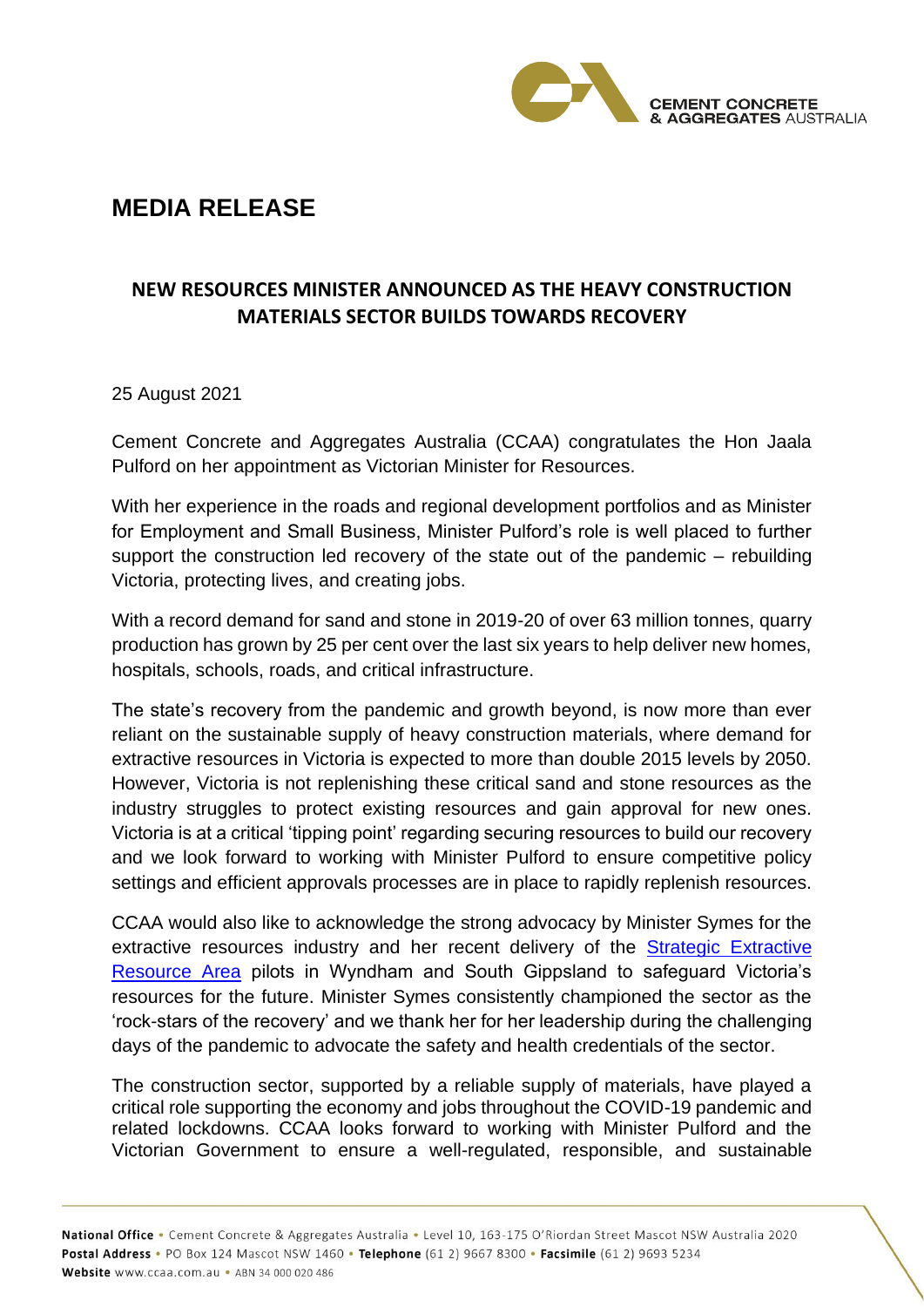# MEDIA RELEASE

## NEW RESOURCES MINISTER ANNOUNCED AS THE HEAVY CONSTRUCTION MATERIALS SECTOR BUILDS TOWARDS RECOVERY

25 August 2021

Cement Concrete and Aggregates Australia (CCAA) congratulates the Hon Jaala Pulford on her appointment as Victorian Minister for Resources.

With her experience in the roads and regional development portfolios and as Minister for Employment and Small Business, Minister Pulford's role is well placed to further support the construction led recovery of the state out of the pandemic – rebuilding Victoria, protecting lives, and creating jobs.

With a record demand for sand and stone in 2019-20 of over 63 million tonnes, quarry production has grown by 25 per cent over the last six years to help deliver new homes, hospitals, schools, roads, and critical infrastructure.

The state's recovery from the pandemic and growth beyond, is now more than ever reliant on the sustainable supply of heavy construction materials, where demand for extractive resources in Victoria is expected to more than double 2015 levels by 2050. However, Victoria is not replenishing these critical sand and stone resources as the industry struggles to protect existing resources and gain approval for new ones. Victoria is at a critical 'tipping point' regarding securing resources to build our recovery and we look forward to working with Minister Pulford to ensure competitive policy settings and efficient approvals processes are in place to rapidly replenish resources.

CCAA would also like to acknowledge the strong advocacy by Minister Symes for the extractive resources industry and her recent delivery of the Strategic Extractive Resource Area pilots in Wyndham and South Gippsland to safeguard Victoria's resources for the future. Minister Symes consistently championed the sector as the 'rock-stars of the recovery' and we thank her for her leadership during the challenging days of the pandemic to advocate the safety and health credentials of the sector.

The construction sector, supported by a reliable supply of materials, have played a critical role supporting the economy and jobs throughout the COVID-19 pandemic and related lockdowns. CCAA looks forward to working with Minister Pulford and the Victorian Government to ensure a well-regulated, responsible, and sustainable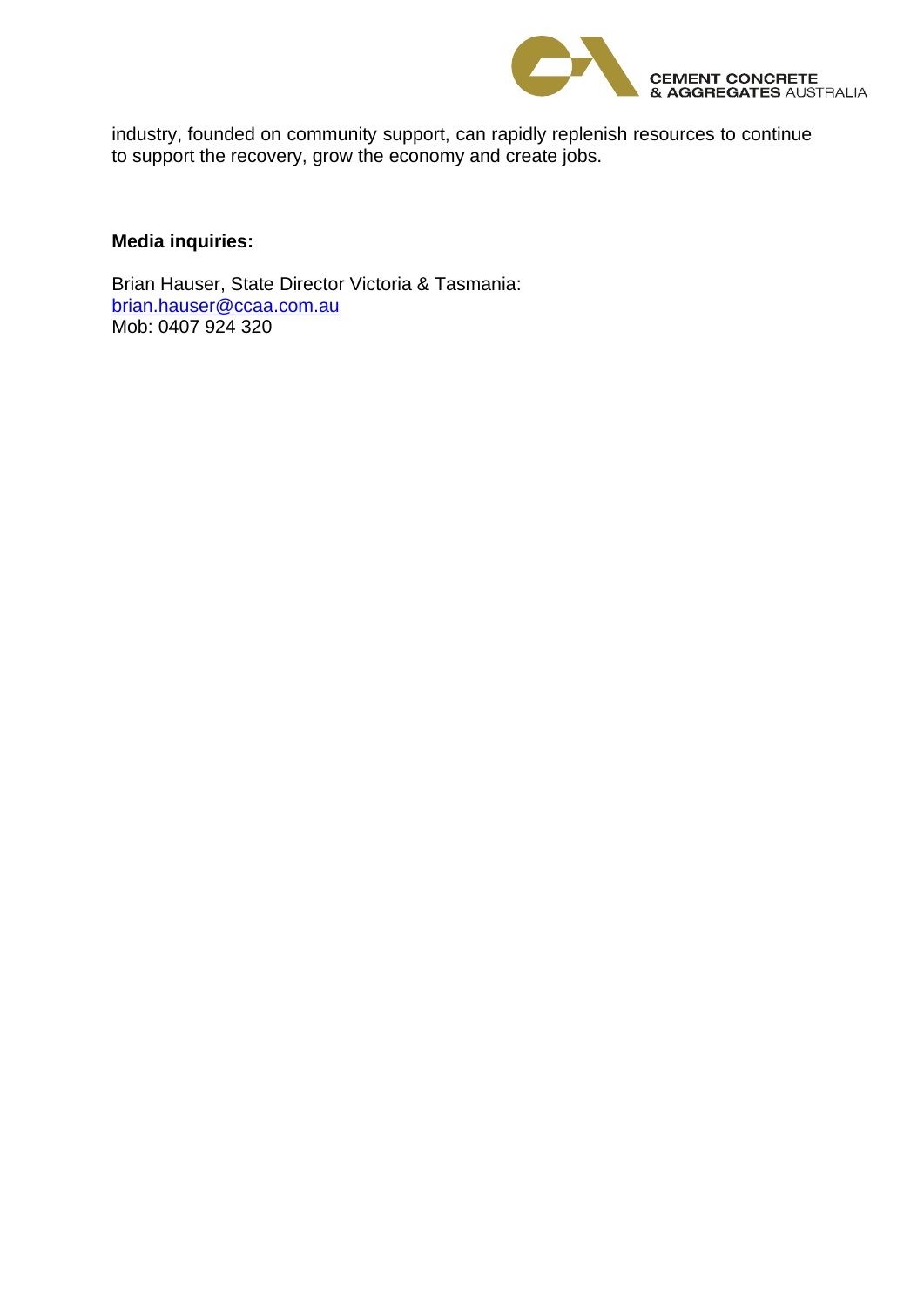industry, founded on community support, can rapidly replenish resources to continue to support the recovery, grow the economy and create jobs.

**Media inquiries:**

Brian Hauser, State Director Victoria & Tasmania:
brian.hauser@ccaa.com.au
Mob: 0407 924 320